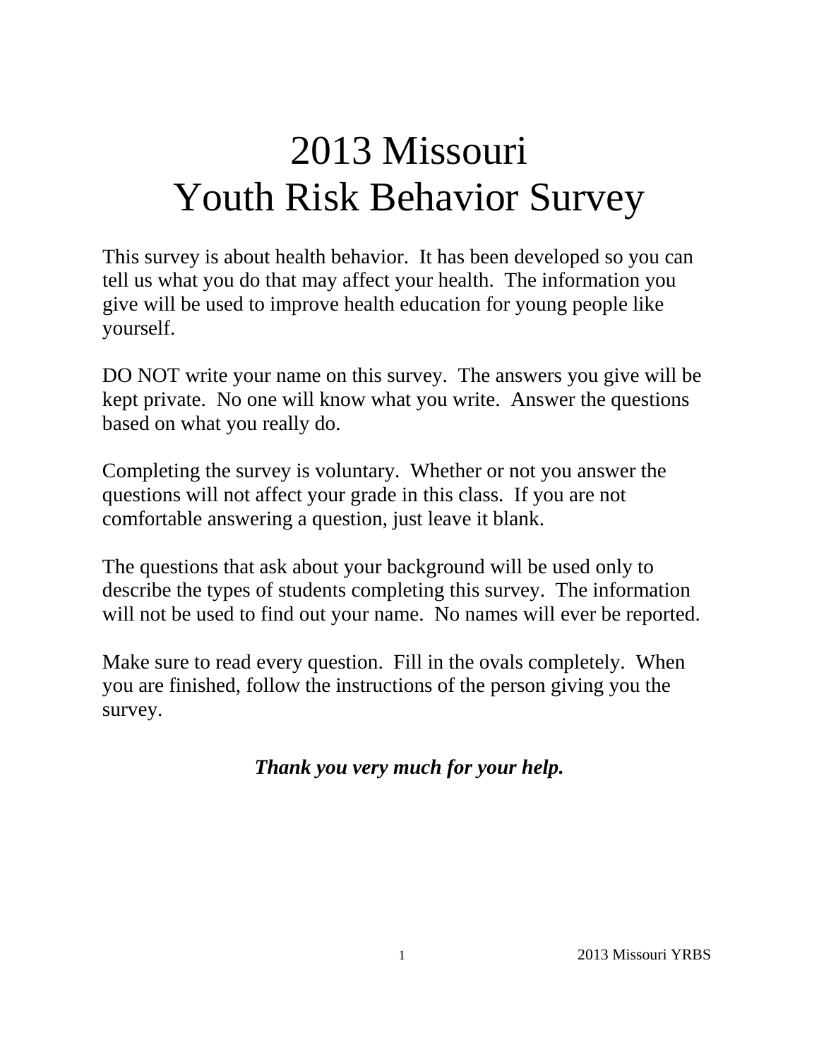# 2013 Missouri Youth Risk Behavior Survey

This survey is about health behavior. It has been developed so you can tell us what you do that may affect your health. The information you give will be used to improve health education for young people like yourself.

DO NOT write your name on this survey. The answers you give will be kept private. No one will know what you write. Answer the questions based on what you really do.

Completing the survey is voluntary. Whether or not you answer the questions will not affect your grade in this class. If you are not comfortable answering a question, just leave it blank.

The questions that ask about your background will be used only to describe the types of students completing this survey. The information will not be used to find out your name. No names will ever be reported.

Make sure to read every question. Fill in the ovals completely. When you are finished, follow the instructions of the person giving you the survey.

***Thank you very much for your help.***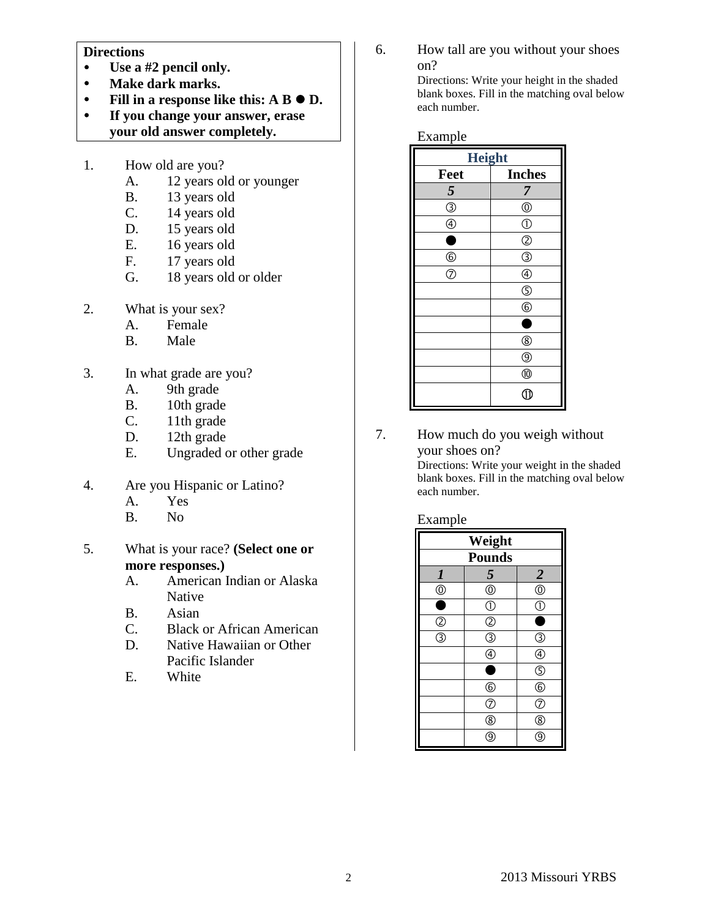**Directions**

- **Use a #2 pencil only.**
- **Make dark marks.**
- **Fill in a response like this: A B ● D.**
- **If you change your answer, erase your old answer completely.**

1. How old are you?
   - A. 12 years old or younger
   - B. 13 years old
   - C. 14 years old
   - D. 15 years old
   - E. 16 years old
   - F. 17 years old
   - G. 18 years old or older

2. What is your sex?
   - A. Female
   - B. Male

3. In what grade are you?
   - A. 9th grade
   - B. 10th grade
   - C. 11th grade
   - D. 12th grade
   - E. Ungraded or other grade

4. Are you Hispanic or Latino?
   - A. Yes
   - B. No

5. What is your race? **(Select one or more responses.)**
   - A. American Indian or Alaska Native
   - B. Asian
   - C. Black or African American
   - D. Native Hawaiian or Other Pacific Islander
   - E. White

6. How tall are you without your shoes on?
   Directions: Write your height in the shaded blank boxes. Fill in the matching oval below each number.

Example

| Height | |
|---|---|
| **Feet** | **Inches** |
| ***5*** | ***7*** |
| ③ | ⓪ |
| ④ | ① |
| ● | ② |
| ⑥ | ③ |
| ⑦ | ④ |
| | ⑤ |
| | ⑥ |
| | ● |
| | ⑧ |
| | ⑨ |
| | ⑩ |
| | ⑪ |

7. How much do you weigh without your shoes on?
   Directions: Write your weight in the shaded blank boxes. Fill in the matching oval below each number.

Example

| Weight | | |
|---|---|---|
| **Pounds** | | |
| ***1*** | ***5*** | ***2*** |
| ⓪ | ⓪ | ⓪ |
| ● | ① | ① |
| ② | ② | ● |
| ③ | ③ | ③ |
| | ④ | ④ |
| | ● | ⑤ |
| | ⑥ | ⑥ |
| | ⑦ | ⑦ |
| | ⑧ | ⑧ |
| | ⑨ | ⑨ |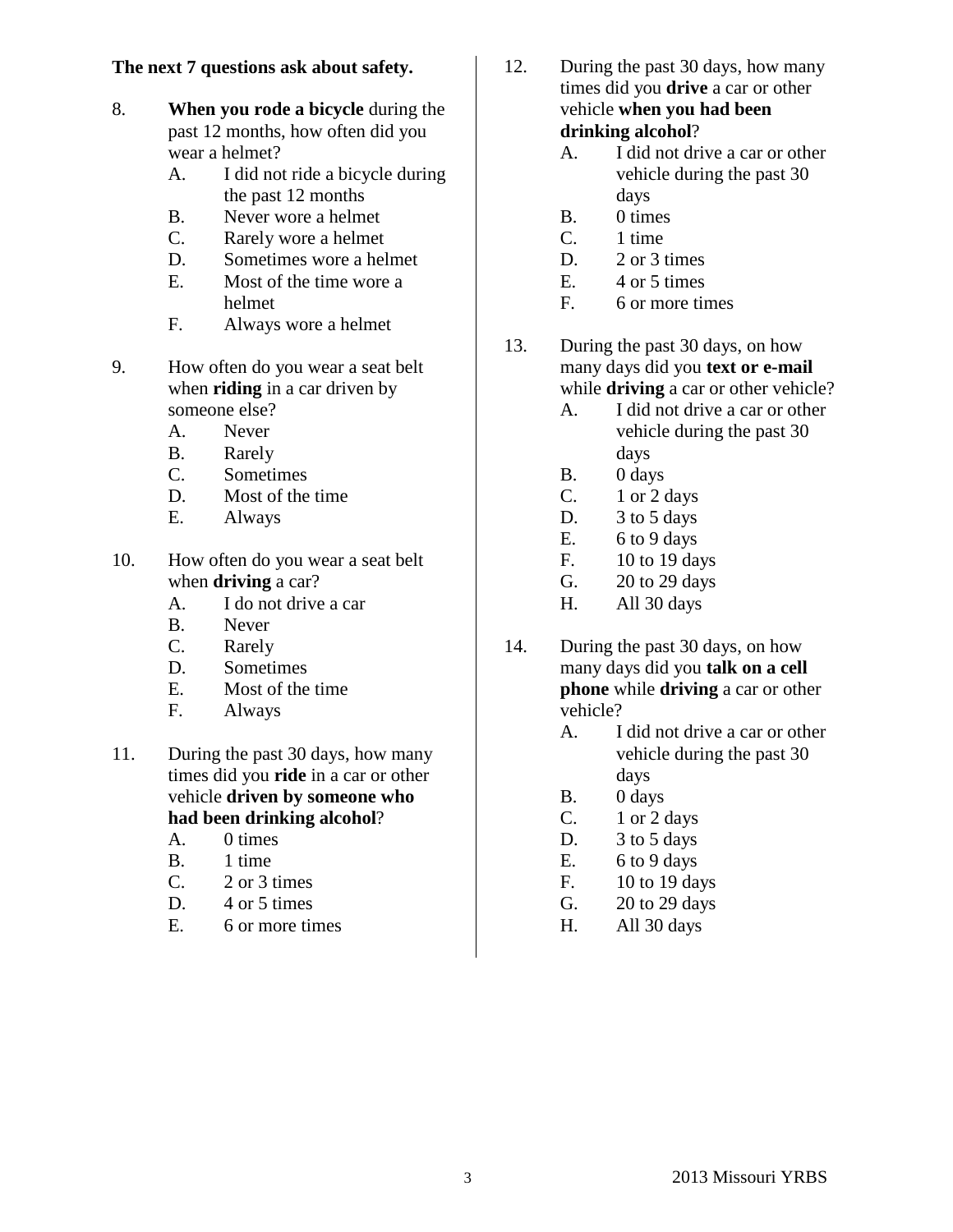**The next 7 questions ask about safety.**

8. **When you rode a bicycle** during the past 12 months, how often did you wear a helmet?
   - A. I did not ride a bicycle during the past 12 months
   - B. Never wore a helmet
   - C. Rarely wore a helmet
   - D. Sometimes wore a helmet
   - E. Most of the time wore a helmet
   - F. Always wore a helmet

9. How often do you wear a seat belt when **riding** in a car driven by someone else?
   - A. Never
   - B. Rarely
   - C. Sometimes
   - D. Most of the time
   - E. Always

10. How often do you wear a seat belt when **driving** a car?
    - A. I do not drive a car
    - B. Never
    - C. Rarely
    - D. Sometimes
    - E. Most of the time
    - F. Always

11. During the past 30 days, how many times did you **ride** in a car or other vehicle **driven by someone who had been drinking alcohol**?
    - A. 0 times
    - B. 1 time
    - C. 2 or 3 times
    - D. 4 or 5 times
    - E. 6 or more times

12. During the past 30 days, how many times did you **drive** a car or other vehicle **when you had been drinking alcohol**?
    - A. I did not drive a car or other vehicle during the past 30 days
    - B. 0 times
    - C. 1 time
    - D. 2 or 3 times
    - E. 4 or 5 times
    - F. 6 or more times

13. During the past 30 days, on how many days did you **text or e-mail** while **driving** a car or other vehicle?
    - A. I did not drive a car or other vehicle during the past 30 days
    - B. 0 days
    - C. 1 or 2 days
    - D. 3 to 5 days
    - E. 6 to 9 days
    - F. 10 to 19 days
    - G. 20 to 29 days
    - H. All 30 days

14. During the past 30 days, on how many days did you **talk on a cell phone** while **driving** a car or other vehicle?
    - A. I did not drive a car or other vehicle during the past 30 days
    - B. 0 days
    - C. 1 or 2 days
    - D. 3 to 5 days
    - E. 6 to 9 days
    - F. 10 to 19 days
    - G. 20 to 29 days
    - H. All 30 days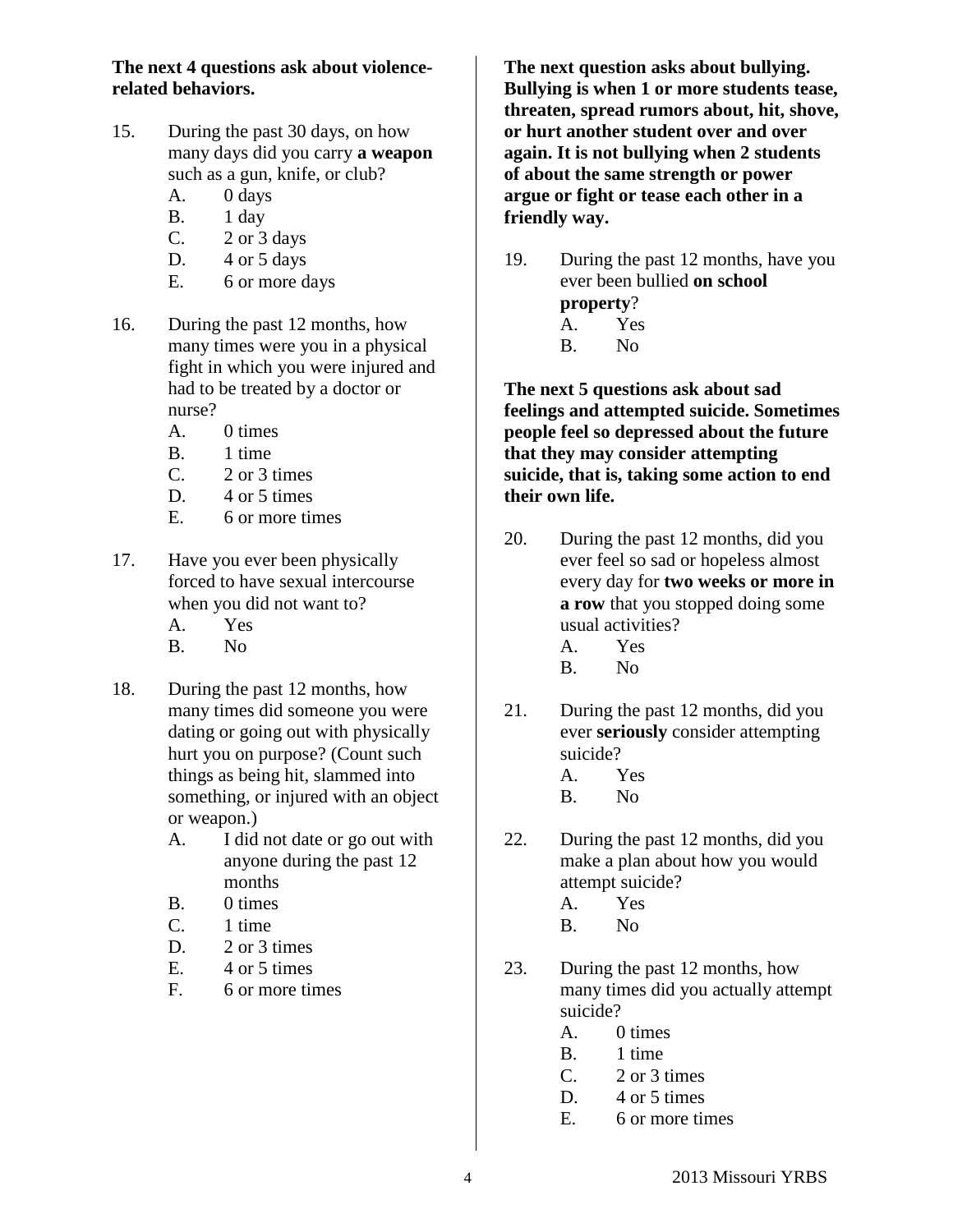**The next 4 questions ask about violence-related behaviors.**

15. During the past 30 days, on how many days did you carry **a weapon** such as a gun, knife, or club?
    - A. 0 days
    - B. 1 day
    - C. 2 or 3 days
    - D. 4 or 5 days
    - E. 6 or more days

16. During the past 12 months, how many times were you in a physical fight in which you were injured and had to be treated by a doctor or nurse?
    - A. 0 times
    - B. 1 time
    - C. 2 or 3 times
    - D. 4 or 5 times
    - E. 6 or more times

17. Have you ever been physically forced to have sexual intercourse when you did not want to?
    - A. Yes
    - B. No

18. During the past 12 months, how many times did someone you were dating or going out with physically hurt you on purpose? (Count such things as being hit, slammed into something, or injured with an object or weapon.)
    - A. I did not date or go out with anyone during the past 12 months
    - B. 0 times
    - C. 1 time
    - D. 2 or 3 times
    - E. 4 or 5 times
    - F. 6 or more times

**The next question asks about bullying. Bullying is when 1 or more students tease, threaten, spread rumors about, hit, shove, or hurt another student over and over again. It is not bullying when 2 students of about the same strength or power argue or fight or tease each other in a friendly way.**

19. During the past 12 months, have you ever been bullied **on school property**?
    - A. Yes
    - B. No

**The next 5 questions ask about sad feelings and attempted suicide. Sometimes people feel so depressed about the future that they may consider attempting suicide, that is, taking some action to end their own life.**

20. During the past 12 months, did you ever feel so sad or hopeless almost every day for **two weeks or more in a row** that you stopped doing some usual activities?
    - A. Yes
    - B. No

21. During the past 12 months, did you ever **seriously** consider attempting suicide?
    - A. Yes
    - B. No

22. During the past 12 months, did you make a plan about how you would attempt suicide?
    - A. Yes
    - B. No

23. During the past 12 months, how many times did you actually attempt suicide?
    - A. 0 times
    - B. 1 time
    - C. 2 or 3 times
    - D. 4 or 5 times
    - E. 6 or more times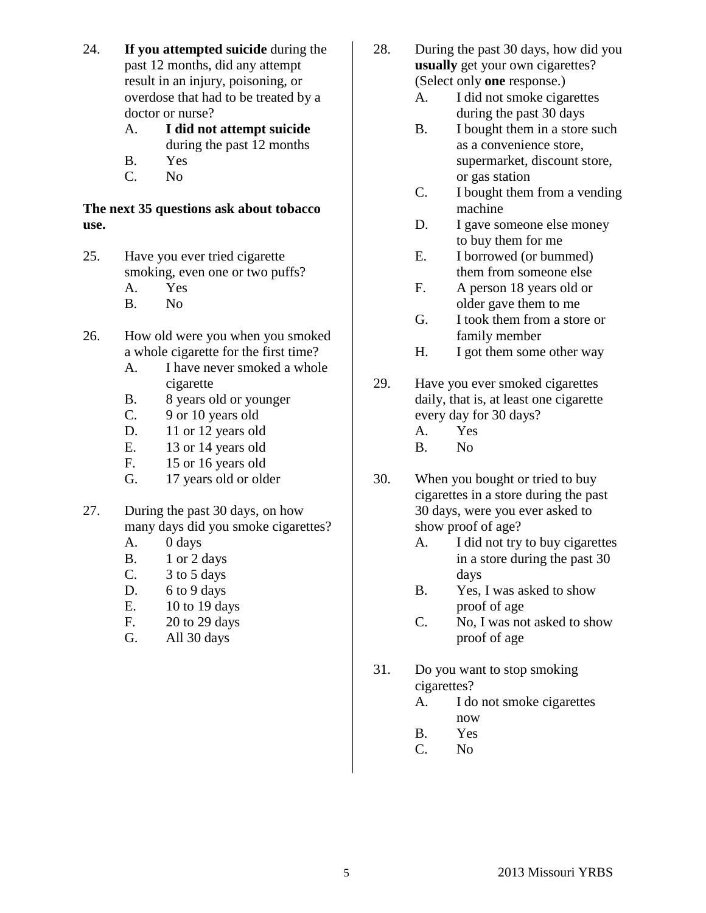24. **If you attempted suicide** during the past 12 months, did any attempt result in an injury, poisoning, or overdose that had to be treated by a doctor or nurse?
    - A. **I did not attempt suicide** during the past 12 months
    - B. Yes
    - C. No

**The next 35 questions ask about tobacco use.**

25. Have you ever tried cigarette smoking, even one or two puffs?
    - A. Yes
    - B. No

26. How old were you when you smoked a whole cigarette for the first time?
    - A. I have never smoked a whole cigarette
    - B. 8 years old or younger
    - C. 9 or 10 years old
    - D. 11 or 12 years old
    - E. 13 or 14 years old
    - F. 15 or 16 years old
    - G. 17 years old or older

27. During the past 30 days, on how many days did you smoke cigarettes?
    - A. 0 days
    - B. 1 or 2 days
    - C. 3 to 5 days
    - D. 6 to 9 days
    - E. 10 to 19 days
    - F. 20 to 29 days
    - G. All 30 days

28. During the past 30 days, how did you **usually** get your own cigarettes? (Select only **one** response.)
    - A. I did not smoke cigarettes during the past 30 days
    - B. I bought them in a store such as a convenience store, supermarket, discount store, or gas station
    - C. I bought them from a vending machine
    - D. I gave someone else money to buy them for me
    - E. I borrowed (or bummed) them from someone else
    - F. A person 18 years old or older gave them to me
    - G. I took them from a store or family member
    - H. I got them some other way

29. Have you ever smoked cigarettes daily, that is, at least one cigarette every day for 30 days?
    - A. Yes
    - B. No

30. When you bought or tried to buy cigarettes in a store during the past 30 days, were you ever asked to show proof of age?
    - A. I did not try to buy cigarettes in a store during the past 30 days
    - B. Yes, I was asked to show proof of age
    - C. No, I was not asked to show proof of age

31. Do you want to stop smoking cigarettes?
    - A. I do not smoke cigarettes now
    - B. Yes
    - C. No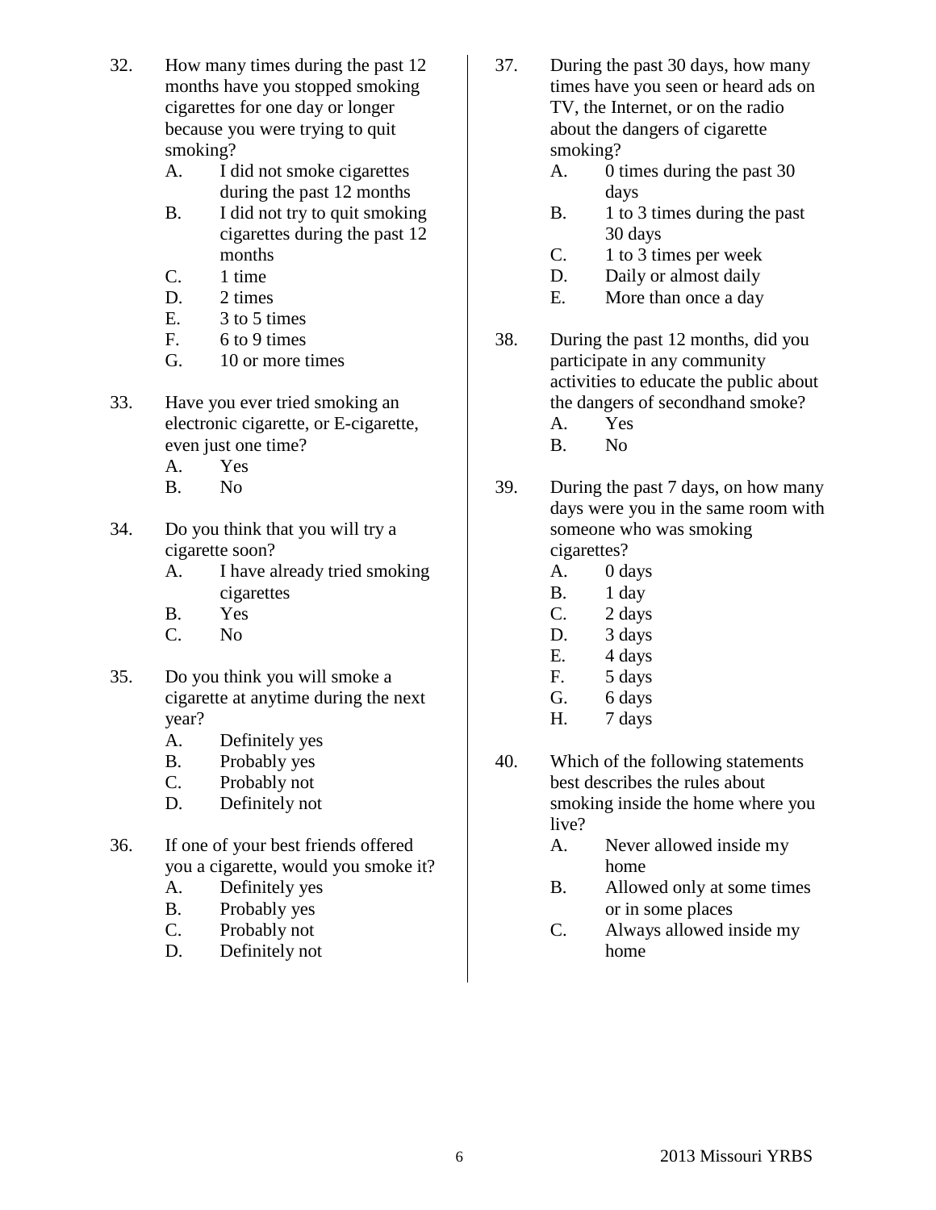32. How many times during the past 12 months have you stopped smoking cigarettes for one day or longer because you were trying to quit smoking?
    - A. I did not smoke cigarettes during the past 12 months
    - B. I did not try to quit smoking cigarettes during the past 12 months
    - C. 1 time
    - D. 2 times
    - E. 3 to 5 times
    - F. 6 to 9 times
    - G. 10 or more times

33. Have you ever tried smoking an electronic cigarette, or E-cigarette, even just one time?
    - A. Yes
    - B. No

34. Do you think that you will try a cigarette soon?
    - A. I have already tried smoking cigarettes
    - B. Yes
    - C. No

35. Do you think you will smoke a cigarette at anytime during the next year?
    - A. Definitely yes
    - B. Probably yes
    - C. Probably not
    - D. Definitely not

36. If one of your best friends offered you a cigarette, would you smoke it?
    - A. Definitely yes
    - B. Probably yes
    - C. Probably not
    - D. Definitely not

37. During the past 30 days, how many times have you seen or heard ads on TV, the Internet, or on the radio about the dangers of cigarette smoking?
    - A. 0 times during the past 30 days
    - B. 1 to 3 times during the past 30 days
    - C. 1 to 3 times per week
    - D. Daily or almost daily
    - E. More than once a day

38. During the past 12 months, did you participate in any community activities to educate the public about the dangers of secondhand smoke?
    - A. Yes
    - B. No

39. During the past 7 days, on how many days were you in the same room with someone who was smoking cigarettes?
    - A. 0 days
    - B. 1 day
    - C. 2 days
    - D. 3 days
    - E. 4 days
    - F. 5 days
    - G. 6 days
    - H. 7 days

40. Which of the following statements best describes the rules about smoking inside the home where you live?
    - A. Never allowed inside my home
    - B. Allowed only at some times or in some places
    - C. Always allowed inside my home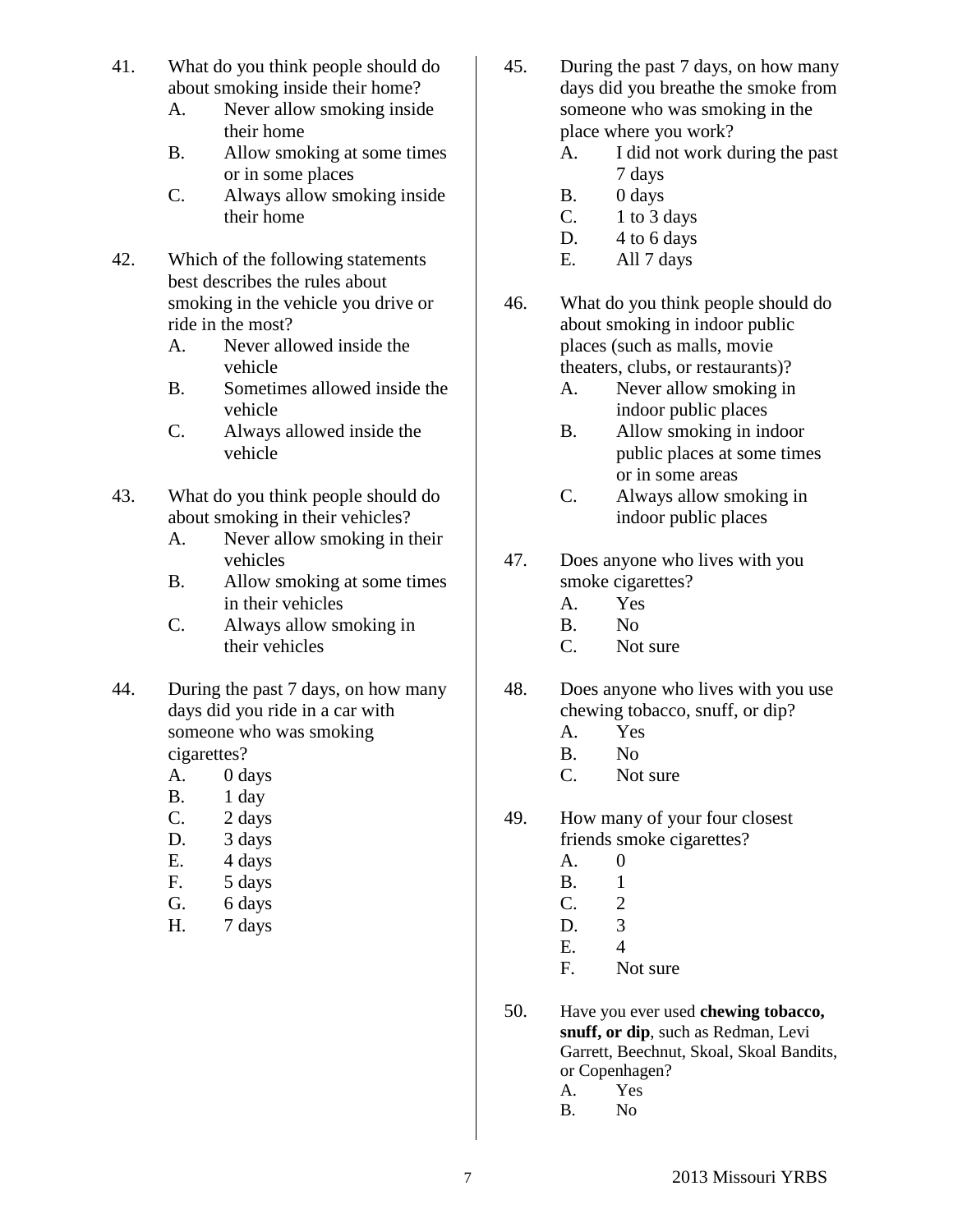41. What do you think people should do about smoking inside their home?
    - A. Never allow smoking inside their home
    - B. Allow smoking at some times or in some places
    - C. Always allow smoking inside their home

42. Which of the following statements best describes the rules about smoking in the vehicle you drive or ride in the most?
    - A. Never allowed inside the vehicle
    - B. Sometimes allowed inside the vehicle
    - C. Always allowed inside the vehicle

43. What do you think people should do about smoking in their vehicles?
    - A. Never allow smoking in their vehicles
    - B. Allow smoking at some times in their vehicles
    - C. Always allow smoking in their vehicles

44. During the past 7 days, on how many days did you ride in a car with someone who was smoking cigarettes?
    - A. 0 days
    - B. 1 day
    - C. 2 days
    - D. 3 days
    - E. 4 days
    - F. 5 days
    - G. 6 days
    - H. 7 days

45. During the past 7 days, on how many days did you breathe the smoke from someone who was smoking in the place where you work?
    - A. I did not work during the past 7 days
    - B. 0 days
    - C. 1 to 3 days
    - D. 4 to 6 days
    - E. All 7 days

46. What do you think people should do about smoking in indoor public places (such as malls, movie theaters, clubs, or restaurants)?
    - A. Never allow smoking in indoor public places
    - B. Allow smoking in indoor public places at some times or in some areas
    - C. Always allow smoking in indoor public places

47. Does anyone who lives with you smoke cigarettes?
    - A. Yes
    - B. No
    - C. Not sure

48. Does anyone who lives with you use chewing tobacco, snuff, or dip?
    - A. Yes
    - B. No
    - C. Not sure

49. How many of your four closest friends smoke cigarettes?
    - A. 0
    - B. 1
    - C. 2
    - D. 3
    - E. 4
    - F. Not sure

50. Have you ever used **chewing tobacco, snuff, or dip**, such as Redman, Levi Garrett, Beechnut, Skoal, Skoal Bandits, or Copenhagen?
    - A. Yes
    - B. No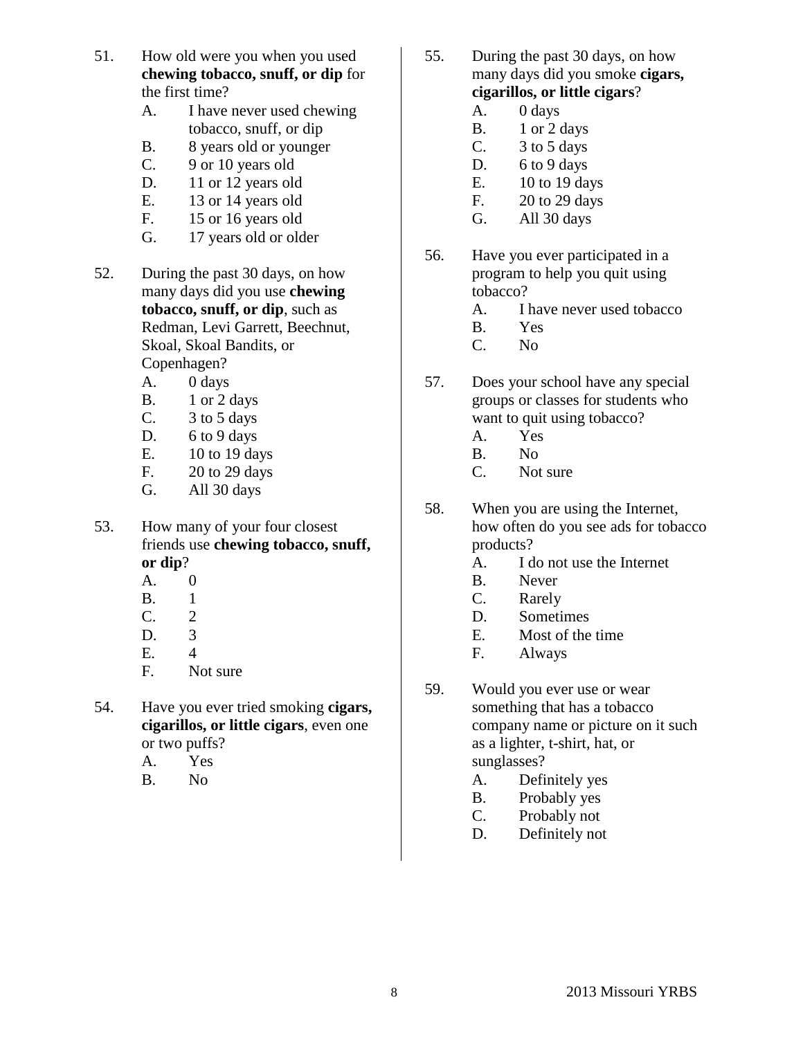51. How old were you when you used **chewing tobacco, snuff, or dip** for the first time?
    - A. I have never used chewing tobacco, snuff, or dip
    - B. 8 years old or younger
    - C. 9 or 10 years old
    - D. 11 or 12 years old
    - E. 13 or 14 years old
    - F. 15 or 16 years old
    - G. 17 years old or older

52. During the past 30 days, on how many days did you use **chewing tobacco, snuff, or dip**, such as Redman, Levi Garrett, Beechnut, Skoal, Skoal Bandits, or Copenhagen?
    - A. 0 days
    - B. 1 or 2 days
    - C. 3 to 5 days
    - D. 6 to 9 days
    - E. 10 to 19 days
    - F. 20 to 29 days
    - G. All 30 days

53. How many of your four closest friends use **chewing tobacco, snuff, or dip**?
    - A. 0
    - B. 1
    - C. 2
    - D. 3
    - E. 4
    - F. Not sure

54. Have you ever tried smoking **cigars, cigarillos, or little cigars**, even one or two puffs?
    - A. Yes
    - B. No

55. During the past 30 days, on how many days did you smoke **cigars, cigarillos, or little cigars**?
    - A. 0 days
    - B. 1 or 2 days
    - C. 3 to 5 days
    - D. 6 to 9 days
    - E. 10 to 19 days
    - F. 20 to 29 days
    - G. All 30 days

56. Have you ever participated in a program to help you quit using tobacco?
    - A. I have never used tobacco
    - B. Yes
    - C. No

57. Does your school have any special groups or classes for students who want to quit using tobacco?
    - A. Yes
    - B. No
    - C. Not sure

58. When you are using the Internet, how often do you see ads for tobacco products?
    - A. I do not use the Internet
    - B. Never
    - C. Rarely
    - D. Sometimes
    - E. Most of the time
    - F. Always

59. Would you ever use or wear something that has a tobacco company name or picture on it such as a lighter, t-shirt, hat, or sunglasses?
    - A. Definitely yes
    - B. Probably yes
    - C. Probably not
    - D. Definitely not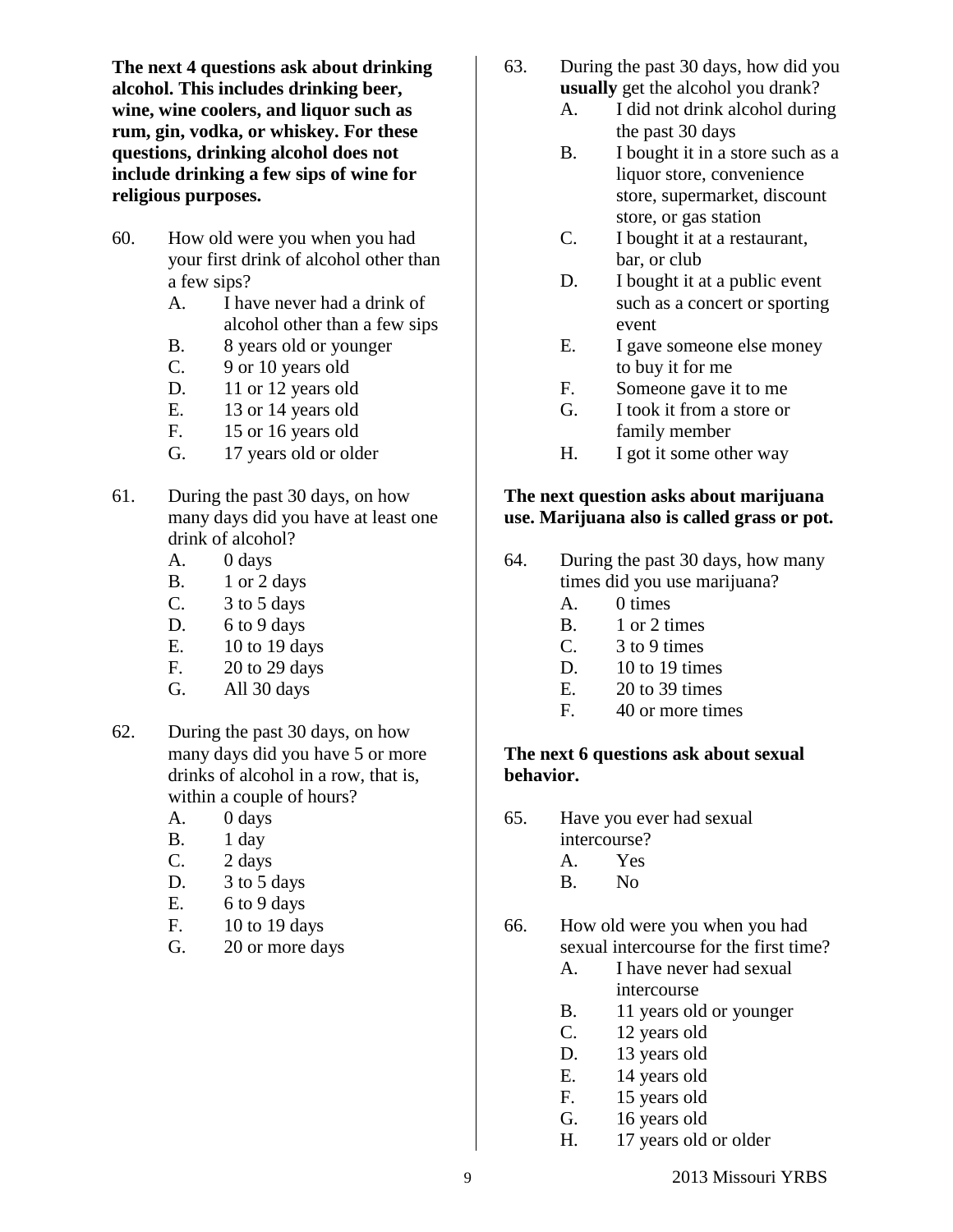**The next 4 questions ask about drinking alcohol. This includes drinking beer, wine, wine coolers, and liquor such as rum, gin, vodka, or whiskey. For these questions, drinking alcohol does not include drinking a few sips of wine for religious purposes.**

60. How old were you when you had your first drink of alcohol other than a few sips?
    - A. I have never had a drink of alcohol other than a few sips
    - B. 8 years old or younger
    - C. 9 or 10 years old
    - D. 11 or 12 years old
    - E. 13 or 14 years old
    - F. 15 or 16 years old
    - G. 17 years old or older

61. During the past 30 days, on how many days did you have at least one drink of alcohol?
    - A. 0 days
    - B. 1 or 2 days
    - C. 3 to 5 days
    - D. 6 to 9 days
    - E. 10 to 19 days
    - F. 20 to 29 days
    - G. All 30 days

62. During the past 30 days, on how many days did you have 5 or more drinks of alcohol in a row, that is, within a couple of hours?
    - A. 0 days
    - B. 1 day
    - C. 2 days
    - D. 3 to 5 days
    - E. 6 to 9 days
    - F. 10 to 19 days
    - G. 20 or more days

63. During the past 30 days, how did you **usually** get the alcohol you drank?
    - A. I did not drink alcohol during the past 30 days
    - B. I bought it in a store such as a liquor store, convenience store, supermarket, discount store, or gas station
    - C. I bought it at a restaurant, bar, or club
    - D. I bought it at a public event such as a concert or sporting event
    - E. I gave someone else money to buy it for me
    - F. Someone gave it to me
    - G. I took it from a store or family member
    - H. I got it some other way

**The next question asks about marijuana use. Marijuana also is called grass or pot.**

64. During the past 30 days, how many times did you use marijuana?
    - A. 0 times
    - B. 1 or 2 times
    - C. 3 to 9 times
    - D. 10 to 19 times
    - E. 20 to 39 times
    - F. 40 or more times

**The next 6 questions ask about sexual behavior.**

65. Have you ever had sexual intercourse?
    - A. Yes
    - B. No

66. How old were you when you had sexual intercourse for the first time?
    - A. I have never had sexual intercourse
    - B. 11 years old or younger
    - C. 12 years old
    - D. 13 years old
    - E. 14 years old
    - F. 15 years old
    - G. 16 years old
    - H. 17 years old or older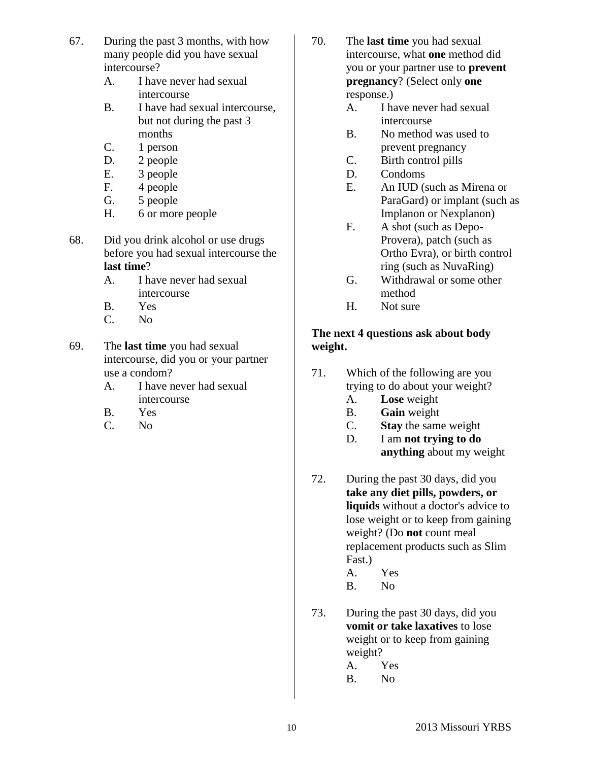67. During the past 3 months, with how many people did you have sexual intercourse?
    - A. I have never had sexual intercourse
    - B. I have had sexual intercourse, but not during the past 3 months
    - C. 1 person
    - D. 2 people
    - E. 3 people
    - F. 4 people
    - G. 5 people
    - H. 6 or more people

68. Did you drink alcohol or use drugs before you had sexual intercourse the **last time**?
    - A. I have never had sexual intercourse
    - B. Yes
    - C. No

69. The **last time** you had sexual intercourse, did you or your partner use a condom?
    - A. I have never had sexual intercourse
    - B. Yes
    - C. No

70. The **last time** you had sexual intercourse, what **one** method did you or your partner use to **prevent pregnancy**? (Select only **one** response.)
    - A. I have never had sexual intercourse
    - B. No method was used to prevent pregnancy
    - C. Birth control pills
    - D. Condoms
    - E. An IUD (such as Mirena or ParaGard) or implant (such as Implanon or Nexplanon)
    - F. A shot (such as Depo-Provera), patch (such as Ortho Evra), or birth control ring (such as NuvaRing)
    - G. Withdrawal or some other method
    - H. Not sure

**The next 4 questions ask about body weight.**

71. Which of the following are you trying to do about your weight?
    - A. **Lose** weight
    - B. **Gain** weight
    - C. **Stay** the same weight
    - D. I am **not trying to do anything** about my weight

72. During the past 30 days, did you **take any diet pills, powders, or liquids** without a doctor's advice to lose weight or to keep from gaining weight? (Do **not** count meal replacement products such as Slim Fast.)
    - A. Yes
    - B. No

73. During the past 30 days, did you **vomit or take laxatives** to lose weight or to keep from gaining weight?
    - A. Yes
    - B. No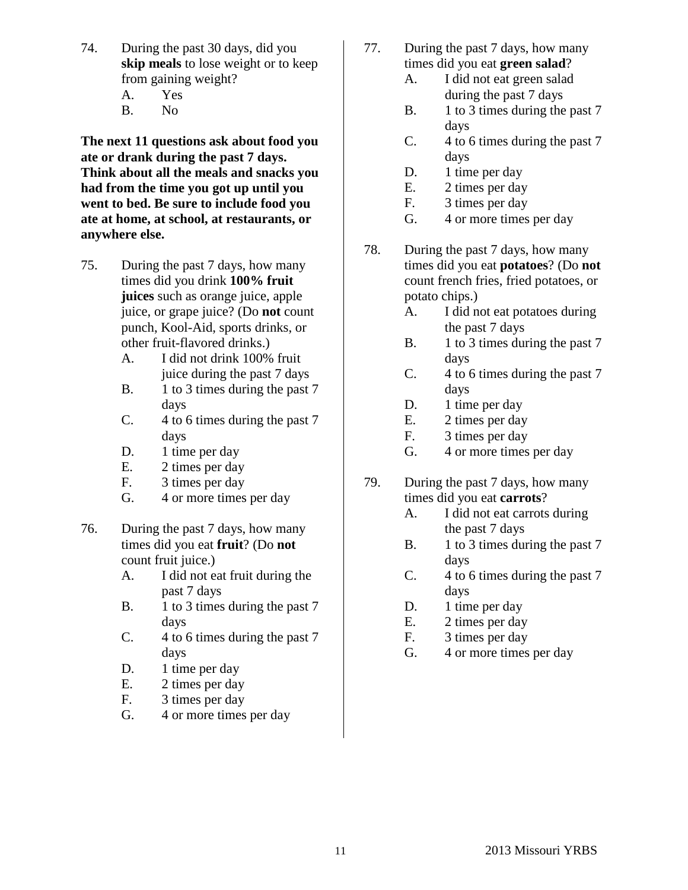74. During the past 30 days, did you **skip meals** to lose weight or to keep from gaining weight?
    - A. Yes
    - B. No

**The next 11 questions ask about food you ate or drank during the past 7 days. Think about all the meals and snacks you had from the time you got up until you went to bed. Be sure to include food you ate at home, at school, at restaurants, or anywhere else.**

75. During the past 7 days, how many times did you drink **100% fruit juices** such as orange juice, apple juice, or grape juice? (Do **not** count punch, Kool-Aid, sports drinks, or other fruit-flavored drinks.)
    - A. I did not drink 100% fruit juice during the past 7 days
    - B. 1 to 3 times during the past 7 days
    - C. 4 to 6 times during the past 7 days
    - D. 1 time per day
    - E. 2 times per day
    - F. 3 times per day
    - G. 4 or more times per day

76. During the past 7 days, how many times did you eat **fruit**? (Do **not** count fruit juice.)
    - A. I did not eat fruit during the past 7 days
    - B. 1 to 3 times during the past 7 days
    - C. 4 to 6 times during the past 7 days
    - D. 1 time per day
    - E. 2 times per day
    - F. 3 times per day
    - G. 4 or more times per day

77. During the past 7 days, how many times did you eat **green salad**?
    - A. I did not eat green salad during the past 7 days
    - B. 1 to 3 times during the past 7 days
    - C. 4 to 6 times during the past 7 days
    - D. 1 time per day
    - E. 2 times per day
    - F. 3 times per day
    - G. 4 or more times per day

78. During the past 7 days, how many times did you eat **potatoes**? (Do **not** count french fries, fried potatoes, or potato chips.)
    - A. I did not eat potatoes during the past 7 days
    - B. 1 to 3 times during the past 7 days
    - C. 4 to 6 times during the past 7 days
    - D. 1 time per day
    - E. 2 times per day
    - F. 3 times per day
    - G. 4 or more times per day

79. During the past 7 days, how many times did you eat **carrots**?
    - A. I did not eat carrots during the past 7 days
    - B. 1 to 3 times during the past 7 days
    - C. 4 to 6 times during the past 7 days
    - D. 1 time per day
    - E. 2 times per day
    - F. 3 times per day
    - G. 4 or more times per day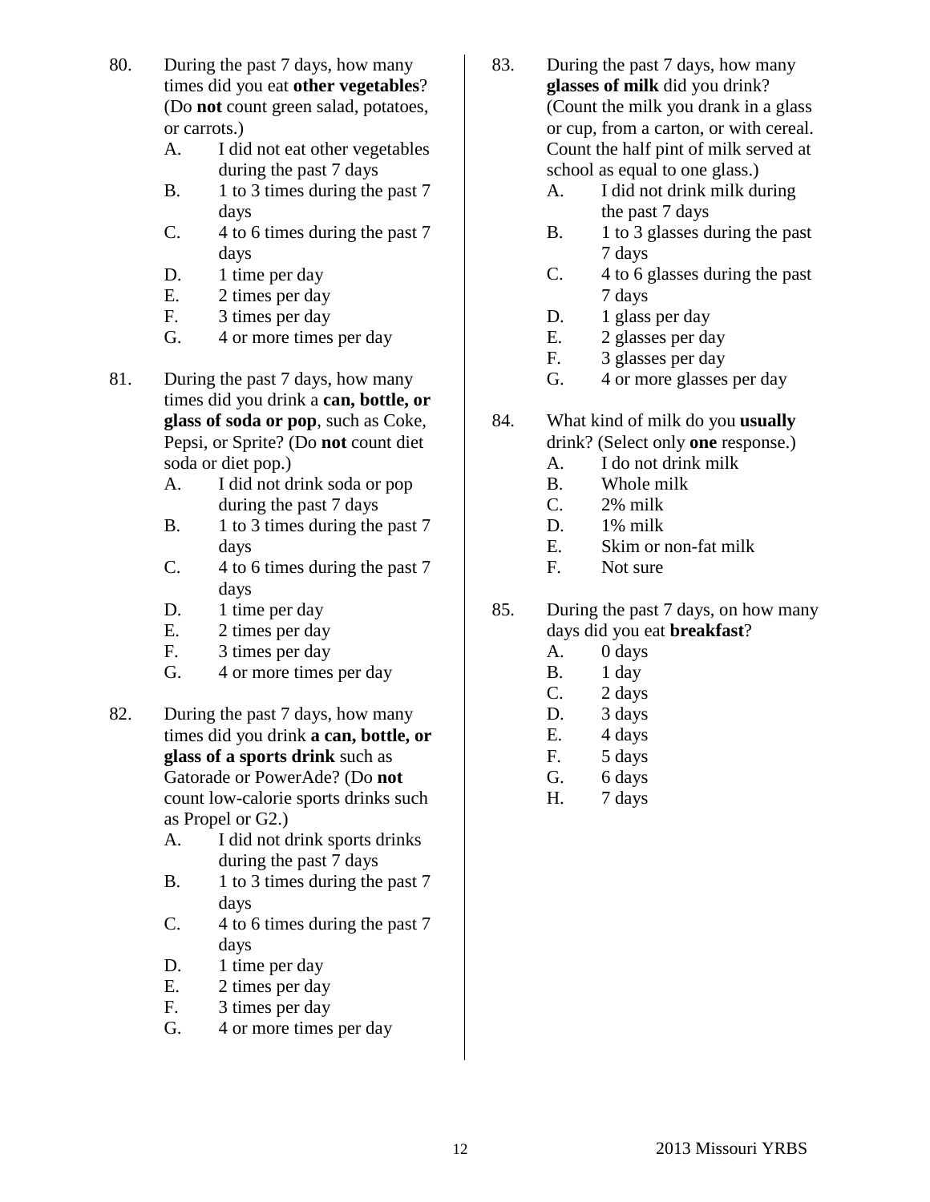80. During the past 7 days, how many times did you eat **other vegetables**? (Do **not** count green salad, potatoes, or carrots.)
    - A. I did not eat other vegetables during the past 7 days
    - B. 1 to 3 times during the past 7 days
    - C. 4 to 6 times during the past 7 days
    - D. 1 time per day
    - E. 2 times per day
    - F. 3 times per day
    - G. 4 or more times per day

81. During the past 7 days, how many times did you drink a **can, bottle, or glass of soda or pop**, such as Coke, Pepsi, or Sprite? (Do **not** count diet soda or diet pop.)
    - A. I did not drink soda or pop during the past 7 days
    - B. 1 to 3 times during the past 7 days
    - C. 4 to 6 times during the past 7 days
    - D. 1 time per day
    - E. 2 times per day
    - F. 3 times per day
    - G. 4 or more times per day

82. During the past 7 days, how many times did you drink **a can, bottle, or glass of a sports drink** such as Gatorade or PowerAde? (Do **not** count low-calorie sports drinks such as Propel or G2.)
    - A. I did not drink sports drinks during the past 7 days
    - B. 1 to 3 times during the past 7 days
    - C. 4 to 6 times during the past 7 days
    - D. 1 time per day
    - E. 2 times per day
    - F. 3 times per day
    - G. 4 or more times per day

83. During the past 7 days, how many **glasses of milk** did you drink? (Count the milk you drank in a glass or cup, from a carton, or with cereal. Count the half pint of milk served at school as equal to one glass.)
    - A. I did not drink milk during the past 7 days
    - B. 1 to 3 glasses during the past 7 days
    - C. 4 to 6 glasses during the past 7 days
    - D. 1 glass per day
    - E. 2 glasses per day
    - F. 3 glasses per day
    - G. 4 or more glasses per day

84. What kind of milk do you **usually** drink? (Select only **one** response.)
    - A. I do not drink milk
    - B. Whole milk
    - C. 2% milk
    - D. 1% milk
    - E. Skim or non-fat milk
    - F. Not sure

85. During the past 7 days, on how many days did you eat **breakfast**?
    - A. 0 days
    - B. 1 day
    - C. 2 days
    - D. 3 days
    - E. 4 days
    - F. 5 days
    - G. 6 days
    - H. 7 days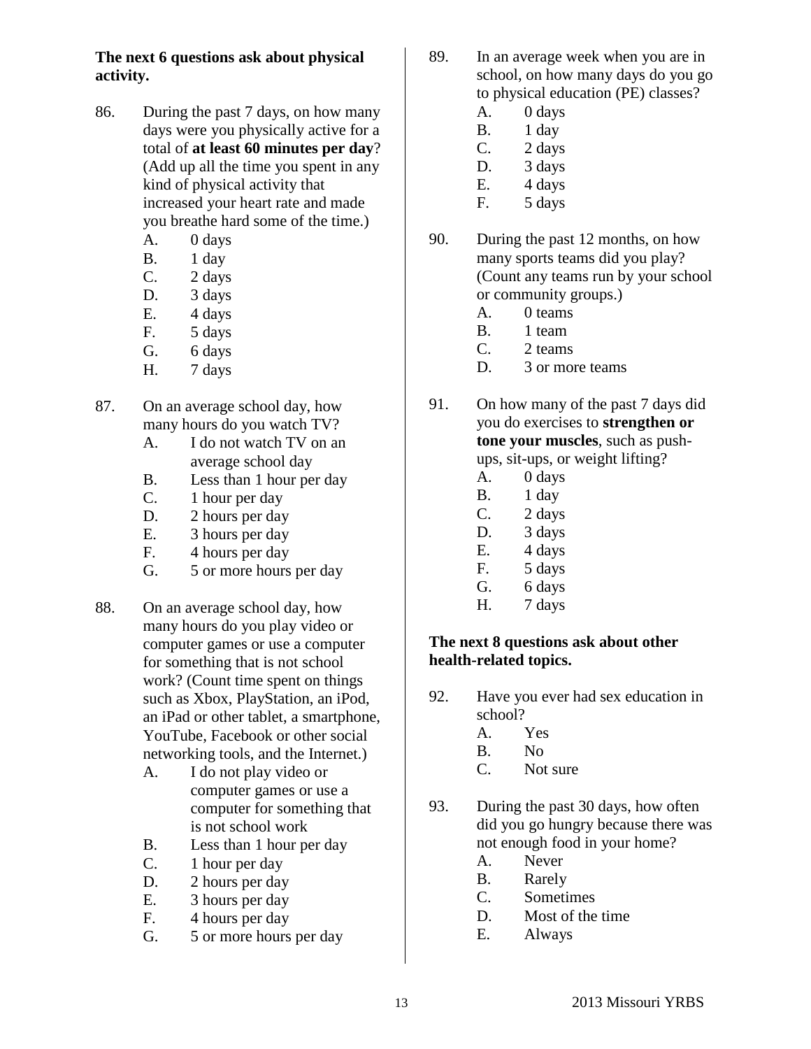**The next 6 questions ask about physical activity.**

86. During the past 7 days, on how many days were you physically active for a total of **at least 60 minutes per day**? (Add up all the time you spent in any kind of physical activity that increased your heart rate and made you breathe hard some of the time.)
    - A. 0 days
    - B. 1 day
    - C. 2 days
    - D. 3 days
    - E. 4 days
    - F. 5 days
    - G. 6 days
    - H. 7 days

87. On an average school day, how many hours do you watch TV?
    - A. I do not watch TV on an average school day
    - B. Less than 1 hour per day
    - C. 1 hour per day
    - D. 2 hours per day
    - E. 3 hours per day
    - F. 4 hours per day
    - G. 5 or more hours per day

88. On an average school day, how many hours do you play video or computer games or use a computer for something that is not school work? (Count time spent on things such as Xbox, PlayStation, an iPod, an iPad or other tablet, a smartphone, YouTube, Facebook or other social networking tools, and the Internet.)
    - A. I do not play video or computer games or use a computer for something that is not school work
    - B. Less than 1 hour per day
    - C. 1 hour per day
    - D. 2 hours per day
    - E. 3 hours per day
    - F. 4 hours per day
    - G. 5 or more hours per day

89. In an average week when you are in school, on how many days do you go to physical education (PE) classes?
    - A. 0 days
    - B. 1 day
    - C. 2 days
    - D. 3 days
    - E. 4 days
    - F. 5 days

90. During the past 12 months, on how many sports teams did you play? (Count any teams run by your school or community groups.)
    - A. 0 teams
    - B. 1 team
    - C. 2 teams
    - D. 3 or more teams

91. On how many of the past 7 days did you do exercises to **strengthen or tone your muscles**, such as push-ups, sit-ups, or weight lifting?
    - A. 0 days
    - B. 1 day
    - C. 2 days
    - D. 3 days
    - E. 4 days
    - F. 5 days
    - G. 6 days
    - H. 7 days

**The next 8 questions ask about other health-related topics.**

92. Have you ever had sex education in school?
    - A. Yes
    - B. No
    - C. Not sure

93. During the past 30 days, how often did you go hungry because there was not enough food in your home?
    - A. Never
    - B. Rarely
    - C. Sometimes
    - D. Most of the time
    - E. Always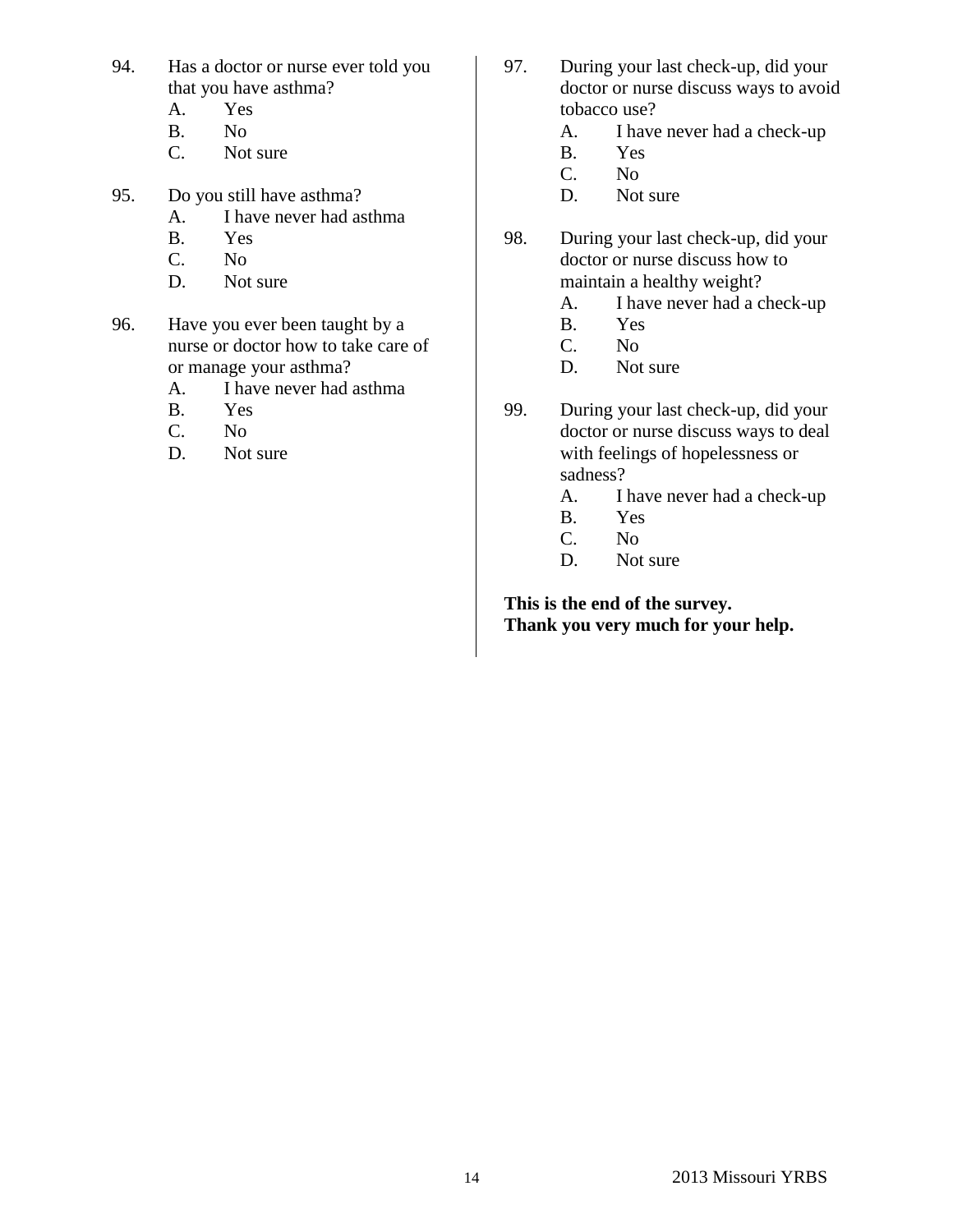94. Has a doctor or nurse ever told you that you have asthma?
    A. Yes
    B. No
    C. Not sure

95. Do you still have asthma?
    A. I have never had asthma
    B. Yes
    C. No
    D. Not sure

96. Have you ever been taught by a nurse or doctor how to take care of or manage your asthma?
    A. I have never had asthma
    B. Yes
    C. No
    D. Not sure

97. During your last check-up, did your doctor or nurse discuss ways to avoid tobacco use?
    A. I have never had a check-up
    B. Yes
    C. No
    D. Not sure

98. During your last check-up, did your doctor or nurse discuss how to maintain a healthy weight?
    A. I have never had a check-up
    B. Yes
    C. No
    D. Not sure

99. During your last check-up, did your doctor or nurse discuss ways to deal with feelings of hopelessness or sadness?
    A. I have never had a check-up
    B. Yes
    C. No
    D. Not sure

**This is the end of the survey.**
**Thank you very much for your help.**